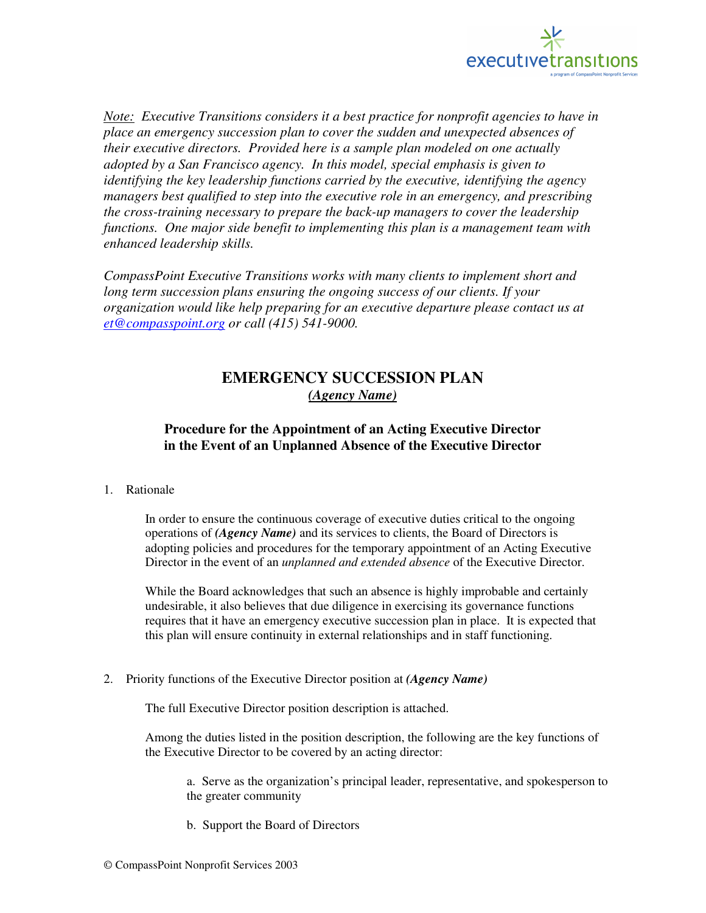*Note: Executive Transitions considers it a best practice for nonprofit agencies to have in place an emergency succession plan to cover the sudden and unexpected absences of their executive directors. Provided here is a sample plan modeled on one actually adopted by a San Francisco agency. In this model, special emphasis is given to identifying the key leadership functions carried by the executive, identifying the agency managers best qualified to step into the executive role in an emergency, and prescribing the cross-training necessary to prepare the back-up managers to cover the leadership functions. One major side benefit to implementing this plan is a management team with enhanced leadership skills.*

*CompassPoint Executive Transitions works with many clients to implement short and long term succession plans ensuring the ongoing success of our clients. If your organization would like help preparing for an executive departure please contact us at [et@compasspoint.org](mailto:et@compasspoint.org) or call (415) 541-9000.*

# EMERGENCY SUCCESSION PLAN

***(Agency Name)***

## Procedure for the Appointment of an Acting Executive Director in the Event of an Unplanned Absence of the Executive Director

1. Rationale

   In order to ensure the continuous coverage of executive duties critical to the ongoing operations of ***(Agency Name)*** and its services to clients, the Board of Directors is adopting policies and procedures for the temporary appointment of an Acting Executive Director in the event of an *unplanned and extended absence* of the Executive Director.

   While the Board acknowledges that such an absence is highly improbable and certainly undesirable, it also believes that due diligence in exercising its governance functions requires that it have an emergency executive succession plan in place. It is expected that this plan will ensure continuity in external relationships and in staff functioning.

2. Priority functions of the Executive Director position at ***(Agency Name)***

   The full Executive Director position description is attached.

   Among the duties listed in the position description, the following are the key functions of the Executive Director to be covered by an acting director:

   a. Serve as the organization's principal leader, representative, and spokesperson to the greater community

   b. Support the Board of Directors

© CompassPoint Nonprofit Services 2003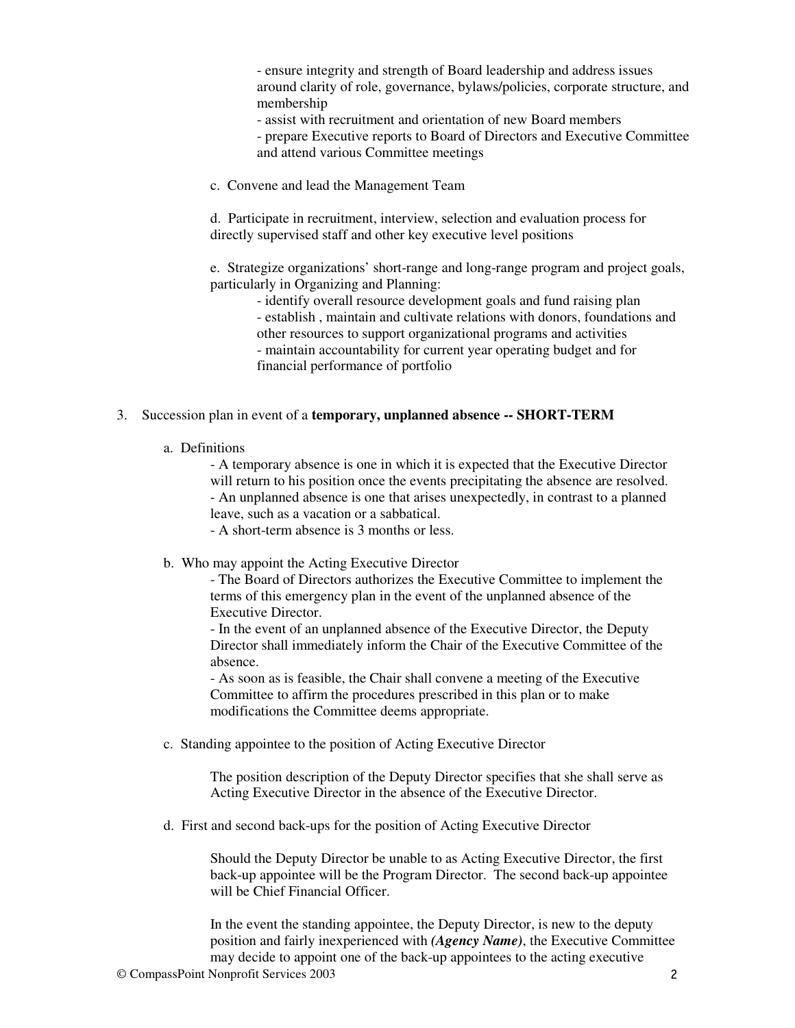- ensure integrity and strength of Board leadership and address issues around clarity of role, governance, bylaws/policies, corporate structure, and membership
- assist with recruitment and orientation of new Board members
- prepare Executive reports to Board of Directors and Executive Committee and attend various Committee meetings

c. Convene and lead the Management Team

d. Participate in recruitment, interview, selection and evaluation process for directly supervised staff and other key executive level positions

e. Strategize organizations' short-range and long-range program and project goals, particularly in Organizing and Planning:

- identify overall resource development goals and fund raising plan
- establish , maintain and cultivate relations with donors, foundations and other resources to support organizational programs and activities
- maintain accountability for current year operating budget and for financial performance of portfolio

3. Succession plan in event of a **temporary, unplanned absence -- SHORT-TERM**

a. Definitions

- A temporary absence is one in which it is expected that the Executive Director will return to his position once the events precipitating the absence are resolved.
- An unplanned absence is one that arises unexpectedly, in contrast to a planned leave, such as a vacation or a sabbatical.
- A short-term absence is 3 months or less.

b. Who may appoint the Acting Executive Director

- The Board of Directors authorizes the Executive Committee to implement the terms of this emergency plan in the event of the unplanned absence of the Executive Director.
- In the event of an unplanned absence of the Executive Director, the Deputy Director shall immediately inform the Chair of the Executive Committee of the absence.
- As soon as is feasible, the Chair shall convene a meeting of the Executive Committee to affirm the procedures prescribed in this plan or to make modifications the Committee deems appropriate.

c. Standing appointee to the position of Acting Executive Director

The position description of the Deputy Director specifies that she shall serve as Acting Executive Director in the absence of the Executive Director.

d. First and second back-ups for the position of Acting Executive Director

Should the Deputy Director be unable to as Acting Executive Director, the first back-up appointee will be the Program Director. The second back-up appointee will be Chief Financial Officer.

In the event the standing appointee, the Deputy Director, is new to the deputy position and fairly inexperienced with ***(Agency Name)***, the Executive Committee may decide to appoint one of the back-up appointees to the acting executive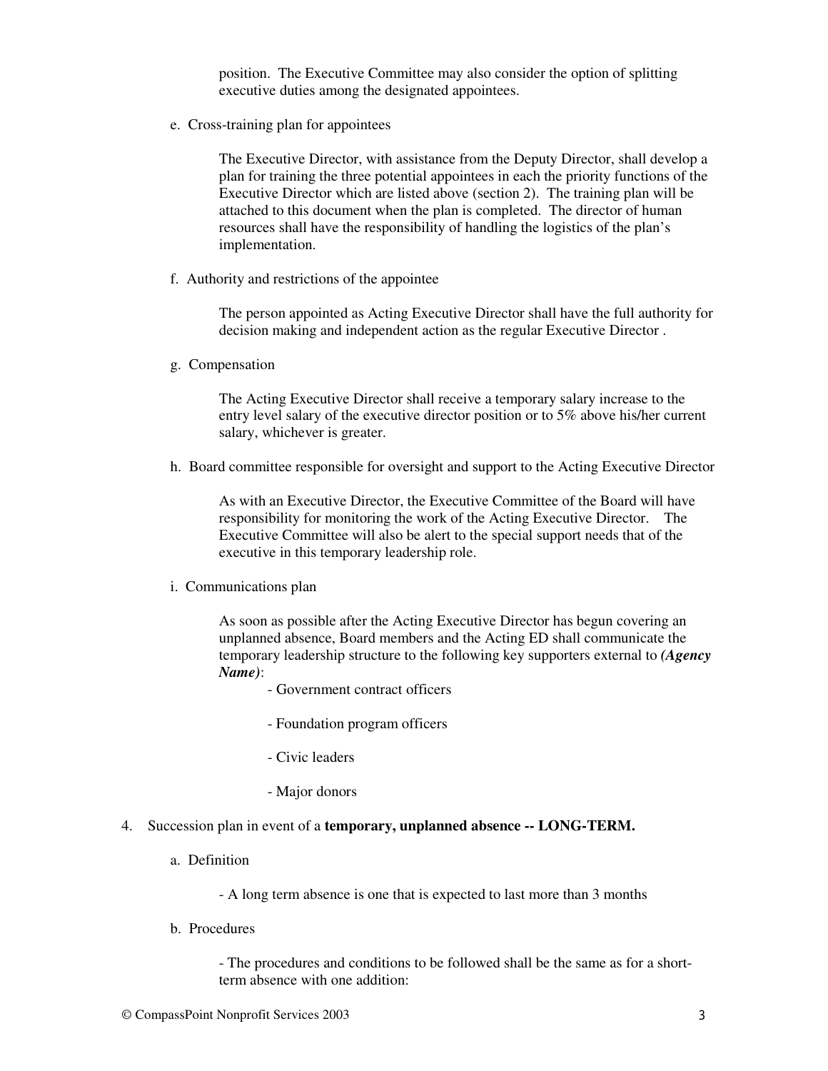position. The Executive Committee may also consider the option of splitting executive duties among the designated appointees.

e. Cross-training plan for appointees

The Executive Director, with assistance from the Deputy Director, shall develop a plan for training the three potential appointees in each the priority functions of the Executive Director which are listed above (section 2). The training plan will be attached to this document when the plan is completed. The director of human resources shall have the responsibility of handling the logistics of the plan's implementation.

f. Authority and restrictions of the appointee

The person appointed as Acting Executive Director shall have the full authority for decision making and independent action as the regular Executive Director .

g. Compensation

The Acting Executive Director shall receive a temporary salary increase to the entry level salary of the executive director position or to 5% above his/her current salary, whichever is greater.

h. Board committee responsible for oversight and support to the Acting Executive Director

As with an Executive Director, the Executive Committee of the Board will have responsibility for monitoring the work of the Acting Executive Director. The Executive Committee will also be alert to the special support needs that of the executive in this temporary leadership role.

i. Communications plan

As soon as possible after the Acting Executive Director has begun covering an unplanned absence, Board members and the Acting ED shall communicate the temporary leadership structure to the following key supporters external to ***(Agency Name)***:

- Government contract officers
- Foundation program officers
- Civic leaders
- Major donors

4. Succession plan in event of a **temporary, unplanned absence -- LONG-TERM.**

a. Definition

- A long term absence is one that is expected to last more than 3 months

b. Procedures

- The procedures and conditions to be followed shall be the same as for a short-term absence with one addition:

© CompassPoint Nonprofit Services 2003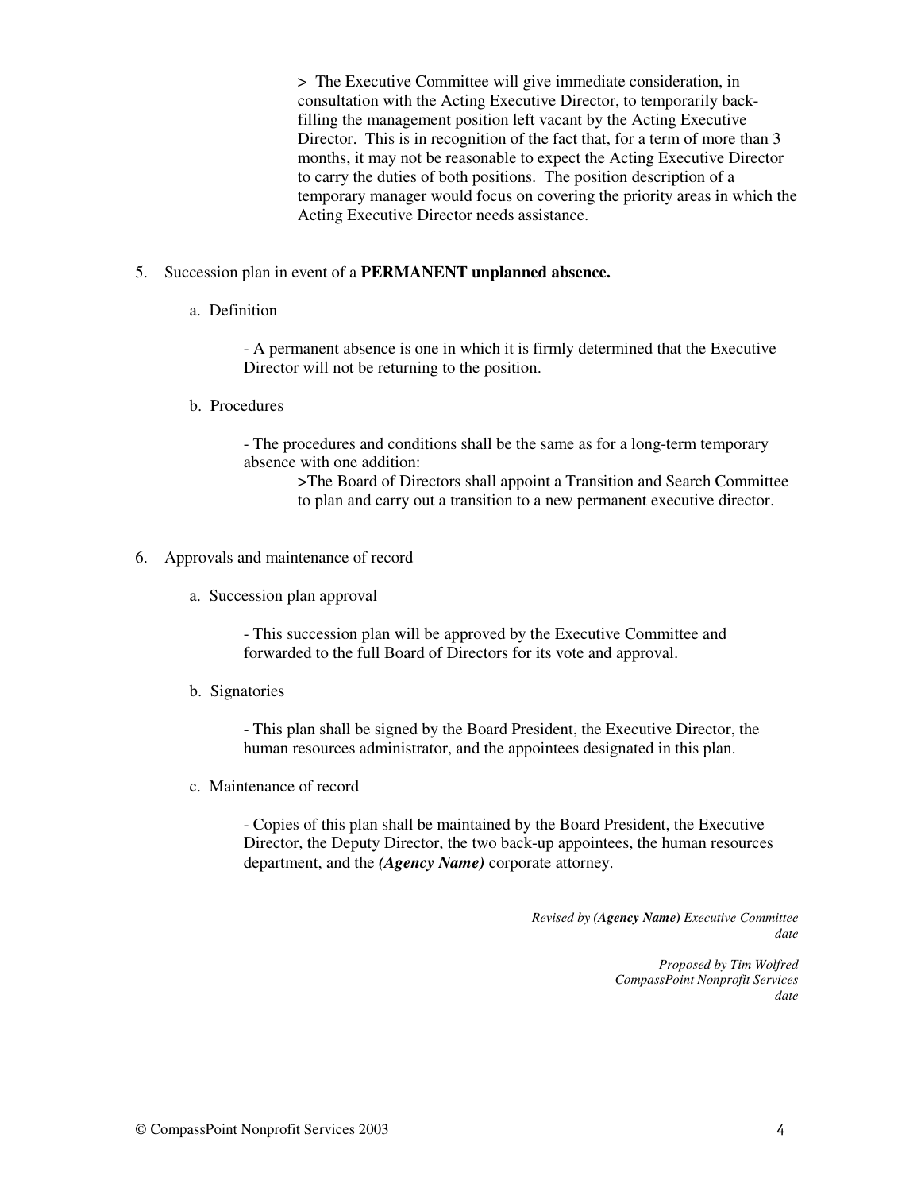> The Executive Committee will give immediate consideration, in consultation with the Acting Executive Director, to temporarily back-filling the management position left vacant by the Acting Executive Director. This is in recognition of the fact that, for a term of more than 3 months, it may not be reasonable to expect the Acting Executive Director to carry the duties of both positions. The position description of a temporary manager would focus on covering the priority areas in which the Acting Executive Director needs assistance.

5. Succession plan in event of a **PERMANENT unplanned absence.**

   a. Definition

      - A permanent absence is one in which it is firmly determined that the Executive Director will not be returning to the position.

   b. Procedures

      - The procedures and conditions shall be the same as for a long-term temporary absence with one addition:

        >The Board of Directors shall appoint a Transition and Search Committee to plan and carry out a transition to a new permanent executive director.

6. Approvals and maintenance of record

   a. Succession plan approval

      - This succession plan will be approved by the Executive Committee and forwarded to the full Board of Directors for its vote and approval.

   b. Signatories

      - This plan shall be signed by the Board President, the Executive Director, the human resources administrator, and the appointees designated in this plan.

   c. Maintenance of record

      - Copies of this plan shall be maintained by the Board President, the Executive Director, the Deputy Director, the two back-up appointees, the human resources department, and the ***(Agency Name)*** corporate attorney.

*Revised by **(Agency Name)** Executive Committee*
*date*

*Proposed by Tim Wolfred*
*CompassPoint Nonprofit Services*
*date*

© CompassPoint Nonprofit Services 2003